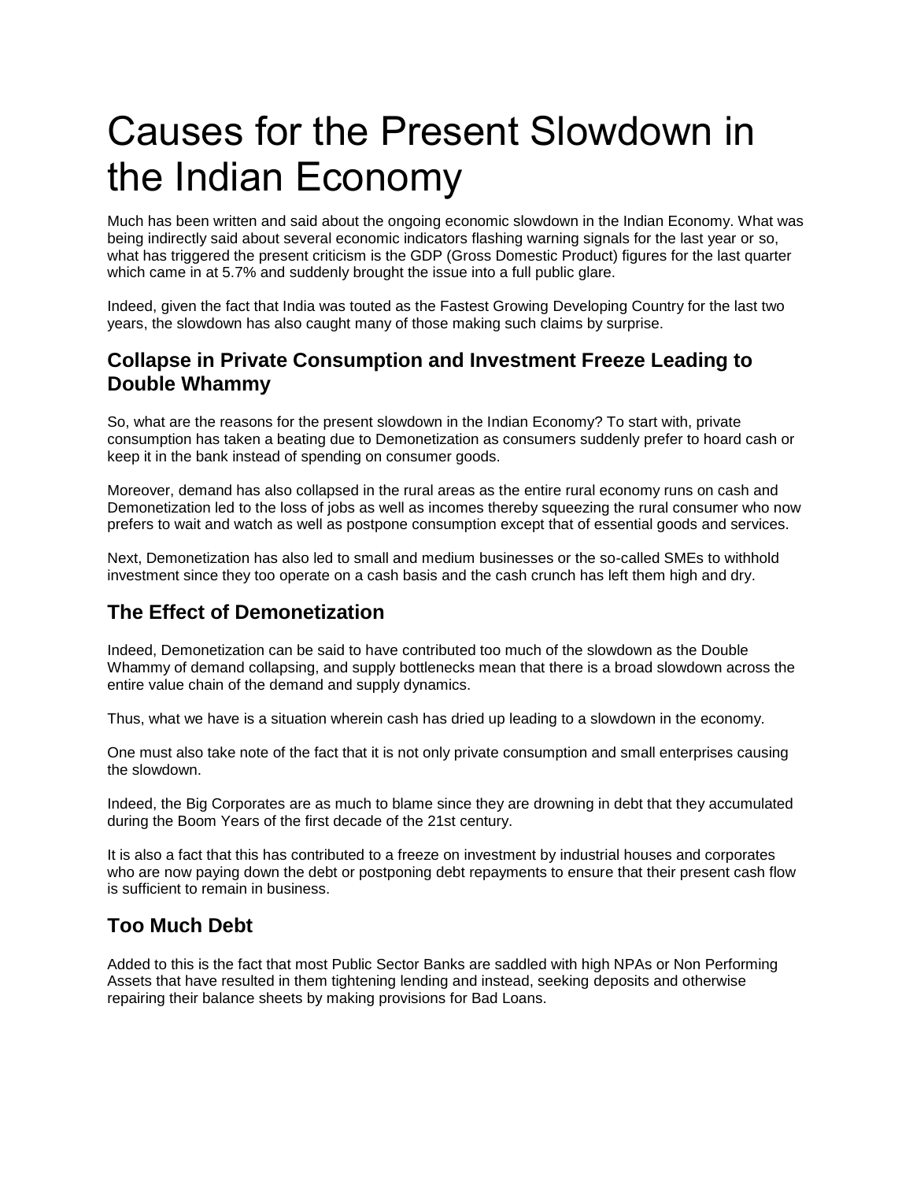# Causes for the Present Slowdown in the Indian Economy

Much has been written and said about the ongoing economic slowdown in the Indian Economy. What was being indirectly said about several economic indicators flashing warning signals for the last year or so, what has triggered the present criticism is the GDP (Gross Domestic Product) figures for the last quarter which came in at 5.7% and suddenly brought the issue into a full public glare.

Indeed, given the fact that India was touted as the Fastest Growing Developing Country for the last two years, the slowdown has also caught many of those making such claims by surprise.

## Collapse in Private Consumption and Investment Freeze Leading to Double Whammy

So, what are the reasons for the present slowdown in the Indian Economy? To start with, private consumption has taken a beating due to Demonetization as consumers suddenly prefer to hoard cash or keep it in the bank instead of spending on consumer goods.

Moreover, demand has also collapsed in the rural areas as the entire rural economy runs on cash and Demonetization led to the loss of jobs as well as incomes thereby squeezing the rural consumer who now prefers to wait and watch as well as postpone consumption except that of essential goods and services.

Next, Demonetization has also led to small and medium businesses or the so-called SMEs to withhold investment since they too operate on a cash basis and the cash crunch has left them high and dry.

## The Effect of Demonetization

Indeed, Demonetization can be said to have contributed too much of the slowdown as the Double Whammy of demand collapsing, and supply bottlenecks mean that there is a broad slowdown across the entire value chain of the demand and supply dynamics.

Thus, what we have is a situation wherein cash has dried up leading to a slowdown in the economy.

One must also take note of the fact that it is not only private consumption and small enterprises causing the slowdown.

Indeed, the Big Corporates are as much to blame since they are drowning in debt that they accumulated during the Boom Years of the first decade of the 21st century.

It is also a fact that this has contributed to a freeze on investment by industrial houses and corporates who are now paying down the debt or postponing debt repayments to ensure that their present cash flow is sufficient to remain in business.

## Too Much Debt

Added to this is the fact that most Public Sector Banks are saddled with high NPAs or Non Performing Assets that have resulted in them tightening lending and instead, seeking deposits and otherwise repairing their balance sheets by making provisions for Bad Loans.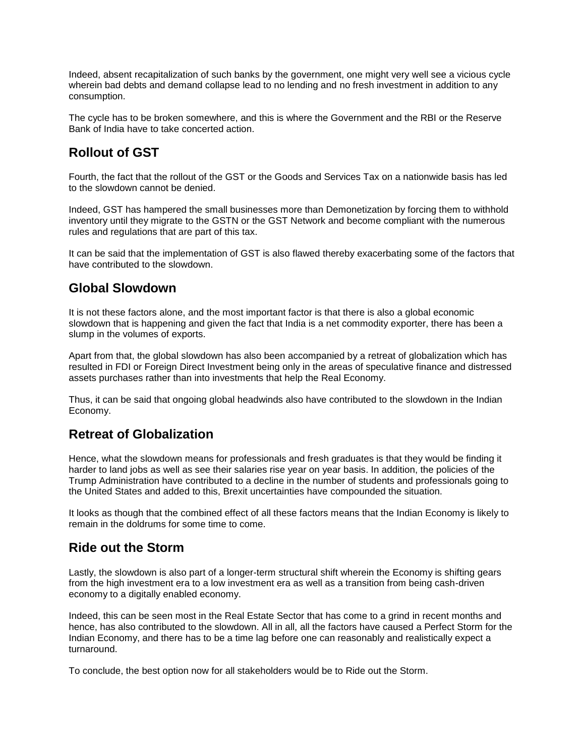Indeed, absent recapitalization of such banks by the government, one might very well see a vicious cycle wherein bad debts and demand collapse lead to no lending and no fresh investment in addition to any consumption.

The cycle has to be broken somewhere, and this is where the Government and the RBI or the Reserve Bank of India have to take concerted action.

## Rollout of GST

Fourth, the fact that the rollout of the GST or the Goods and Services Tax on a nationwide basis has led to the slowdown cannot be denied.

Indeed, GST has hampered the small businesses more than Demonetization by forcing them to withhold inventory until they migrate to the GSTN or the GST Network and become compliant with the numerous rules and regulations that are part of this tax.

It can be said that the implementation of GST is also flawed thereby exacerbating some of the factors that have contributed to the slowdown.

## Global Slowdown

It is not these factors alone, and the most important factor is that there is also a global economic slowdown that is happening and given the fact that India is a net commodity exporter, there has been a slump in the volumes of exports.

Apart from that, the global slowdown has also been accompanied by a retreat of globalization which has resulted in FDI or Foreign Direct Investment being only in the areas of speculative finance and distressed assets purchases rather than into investments that help the Real Economy.

Thus, it can be said that ongoing global headwinds also have contributed to the slowdown in the Indian Economy.

## Retreat of Globalization

Hence, what the slowdown means for professionals and fresh graduates is that they would be finding it harder to land jobs as well as see their salaries rise year on year basis. In addition, the policies of the Trump Administration have contributed to a decline in the number of students and professionals going to the United States and added to this, Brexit uncertainties have compounded the situation.

It looks as though that the combined effect of all these factors means that the Indian Economy is likely to remain in the doldrums for some time to come.

## Ride out the Storm

Lastly, the slowdown is also part of a longer-term structural shift wherein the Economy is shifting gears from the high investment era to a low investment era as well as a transition from being cash-driven economy to a digitally enabled economy.

Indeed, this can be seen most in the Real Estate Sector that has come to a grind in recent months and hence, has also contributed to the slowdown. All in all, all the factors have caused a Perfect Storm for the Indian Economy, and there has to be a time lag before one can reasonably and realistically expect a turnaround.

To conclude, the best option now for all stakeholders would be to Ride out the Storm.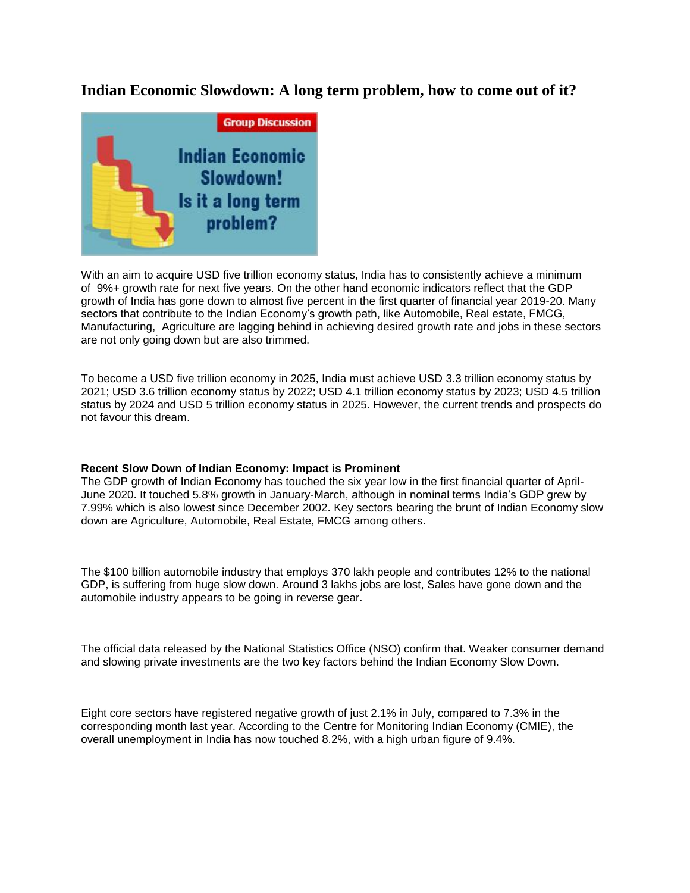## Indian Economic Slowdown: A long term problem, how to come out of it?

With an aim to acquire USD five trillion economy status, India has to consistently achieve a minimum of 9%+ growth rate for next five years. On the other hand economic indicators reflect that the GDP growth of India has gone down to almost five percent in the first quarter of financial year 2019-20. Many sectors that contribute to the Indian Economy's growth path, like Automobile, Real estate, FMCG, Manufacturing, Agriculture are lagging behind in achieving desired growth rate and jobs in these sectors are not only going down but are also trimmed.

To become a USD five trillion economy in 2025, India must achieve USD 3.3 trillion economy status by 2021; USD 3.6 trillion economy status by 2022; USD 4.1 trillion economy status by 2023; USD 4.5 trillion status by 2024 and USD 5 trillion economy status in 2025. However, the current trends and prospects do not favour this dream.

**Recent Slow Down of Indian Economy: Impact is Prominent**

The GDP growth of Indian Economy has touched the six year low in the first financial quarter of April-June 2020. It touched 5.8% growth in January-March, although in nominal terms India's GDP grew by 7.99% which is also lowest since December 2002. Key sectors bearing the brunt of Indian Economy slow down are Agriculture, Automobile, Real Estate, FMCG among others.

The $100 billion automobile industry that employs 370 lakh people and contributes 12% to the national GDP, is suffering from huge slow down. Around 3 lakhs jobs are lost, Sales have gone down and the automobile industry appears to be going in reverse gear.

The official data released by the National Statistics Office (NSO) confirm that. Weaker consumer demand and slowing private investments are the two key factors behind the Indian Economy Slow Down.

Eight core sectors have registered negative growth of just 2.1% in July, compared to 7.3% in the corresponding month last year. According to the Centre for Monitoring Indian Economy (CMIE), the overall unemployment in India has now touched 8.2%, with a high urban figure of 9.4%.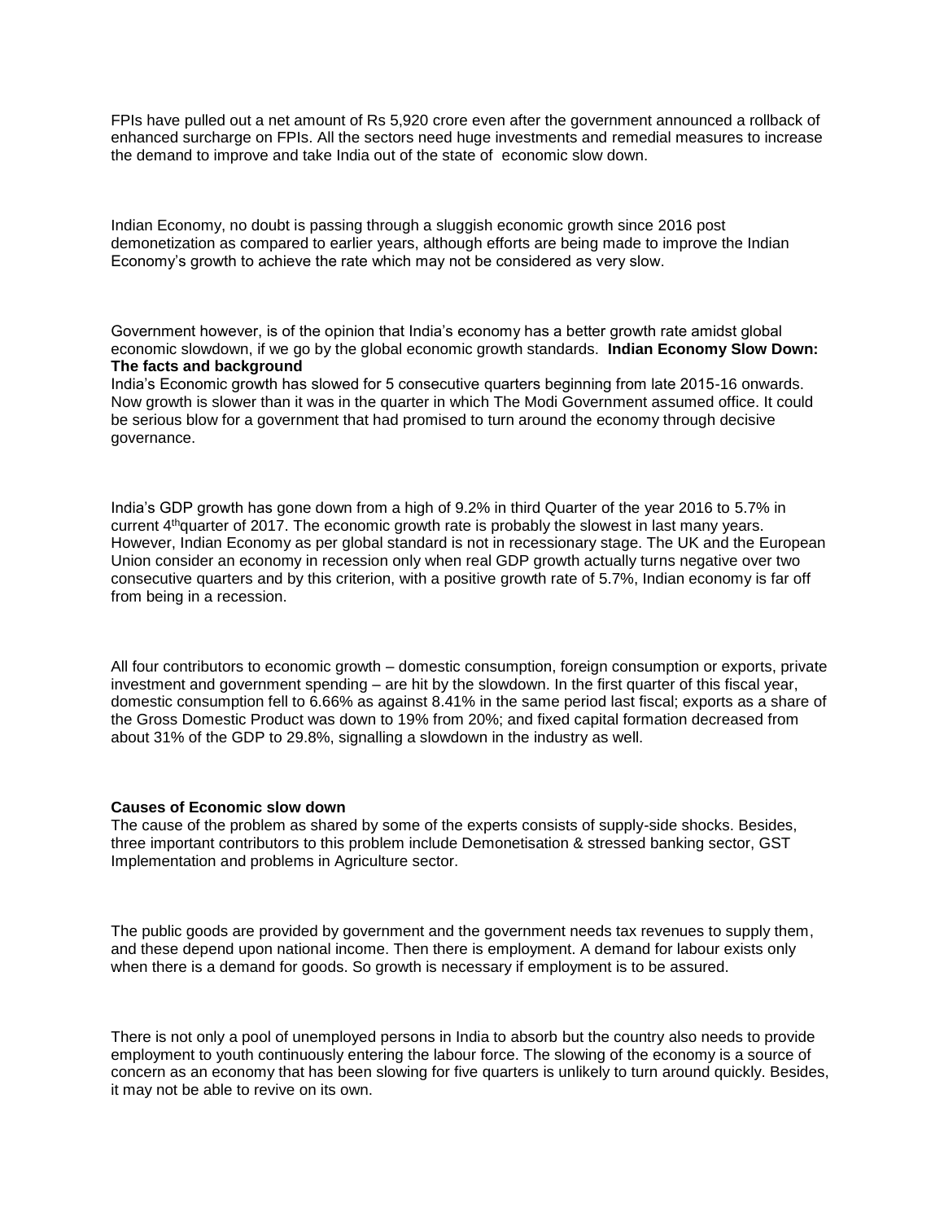FPIs have pulled out a net amount of Rs 5,920 crore even after the government announced a rollback of enhanced surcharge on FPIs. All the sectors need huge investments and remedial measures to increase the demand to improve and take India out of the state of economic slow down.

Indian Economy, no doubt is passing through a sluggish economic growth since 2016 post demonetization as compared to earlier years, although efforts are being made to improve the Indian Economy's growth to achieve the rate which may not be considered as very slow.

Government however, is of the opinion that India's economy has a better growth rate amidst global economic slowdown, if we go by the global economic growth standards.

## Indian Economy Slow Down: The facts and background

India's Economic growth has slowed for 5 consecutive quarters beginning from late 2015-16 onwards. Now growth is slower than it was in the quarter in which The Modi Government assumed office. It could be serious blow for a government that had promised to turn around the economy through decisive governance.

India's GDP growth has gone down from a high of 9.2% in third Quarter of the year 2016 to 5.7% in current 4th quarter of 2017. The economic growth rate is probably the slowest in last many years. However, Indian Economy as per global standard is not in recessionary stage. The UK and the European Union consider an economy in recession only when real GDP growth actually turns negative over two consecutive quarters and by this criterion, with a positive growth rate of 5.7%, Indian economy is far off from being in a recession.

All four contributors to economic growth – domestic consumption, foreign consumption or exports, private investment and government spending – are hit by the slowdown. In the first quarter of this fiscal year, domestic consumption fell to 6.66% as against 8.41% in the same period last fiscal; exports as a share of the Gross Domestic Product was down to 19% from 20%; and fixed capital formation decreased from about 31% of the GDP to 29.8%, signalling a slowdown in the industry as well.

## Causes of Economic slow down

The cause of the problem as shared by some of the experts consists of supply-side shocks. Besides, three important contributors to this problem include Demonetisation & stressed banking sector, GST Implementation and problems in Agriculture sector.

The public goods are provided by government and the government needs tax revenues to supply them, and these depend upon national income. Then there is employment. A demand for labour exists only when there is a demand for goods. So growth is necessary if employment is to be assured.

There is not only a pool of unemployed persons in India to absorb but the country also needs to provide employment to youth continuously entering the labour force. The slowing of the economy is a source of concern as an economy that has been slowing for five quarters is unlikely to turn around quickly. Besides, it may not be able to revive on its own.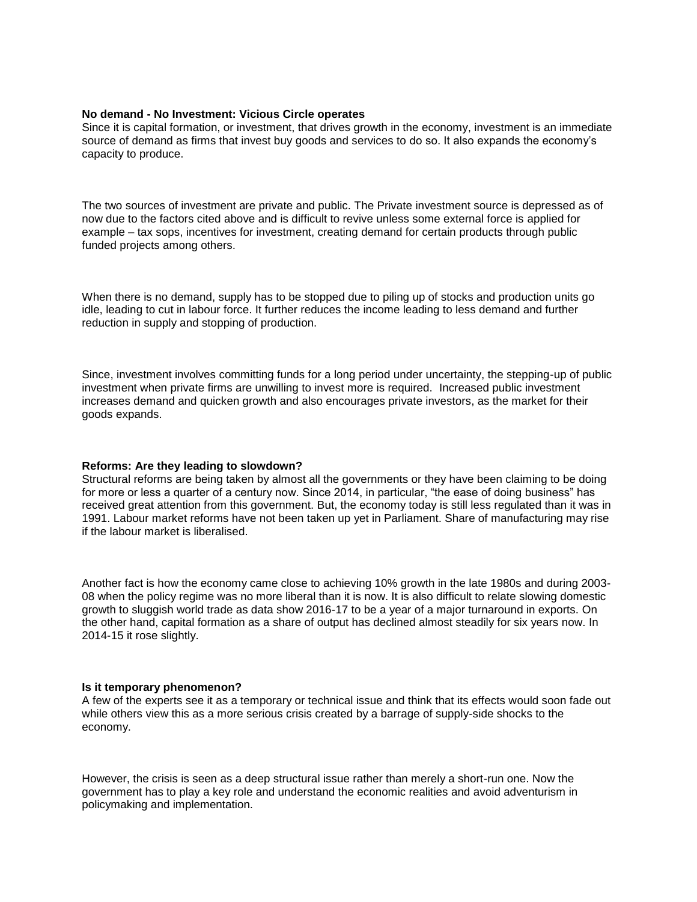**No demand - No Investment: Vicious Circle operates**

Since it is capital formation, or investment, that drives growth in the economy, investment is an immediate source of demand as firms that invest buy goods and services to do so. It also expands the economy's capacity to produce.

The two sources of investment are private and public. The Private investment source is depressed as of now due to the factors cited above and is difficult to revive unless some external force is applied for example – tax sops, incentives for investment, creating demand for certain products through public funded projects among others.

When there is no demand, supply has to be stopped due to piling up of stocks and production units go idle, leading to cut in labour force. It further reduces the income leading to less demand and further reduction in supply and stopping of production.

Since, investment involves committing funds for a long period under uncertainty, the stepping-up of public investment when private firms are unwilling to invest more is required. Increased public investment increases demand and quicken growth and also encourages private investors, as the market for their goods expands.

**Reforms: Are they leading to slowdown?**

Structural reforms are being taken by almost all the governments or they have been claiming to be doing for more or less a quarter of a century now. Since 2014, in particular, "the ease of doing business" has received great attention from this government. But, the economy today is still less regulated than it was in 1991. Labour market reforms have not been taken up yet in Parliament. Share of manufacturing may rise if the labour market is liberalised.

Another fact is how the economy came close to achieving 10% growth in the late 1980s and during 2003-08 when the policy regime was no more liberal than it is now. It is also difficult to relate slowing domestic growth to sluggish world trade as data show 2016-17 to be a year of a major turnaround in exports. On the other hand, capital formation as a share of output has declined almost steadily for six years now. In 2014-15 it rose slightly.

**Is it temporary phenomenon?**

A few of the experts see it as a temporary or technical issue and think that its effects would soon fade out while others view this as a more serious crisis created by a barrage of supply-side shocks to the economy.

However, the crisis is seen as a deep structural issue rather than merely a short-run one. Now the government has to play a key role and understand the economic realities and avoid adventurism in policymaking and implementation.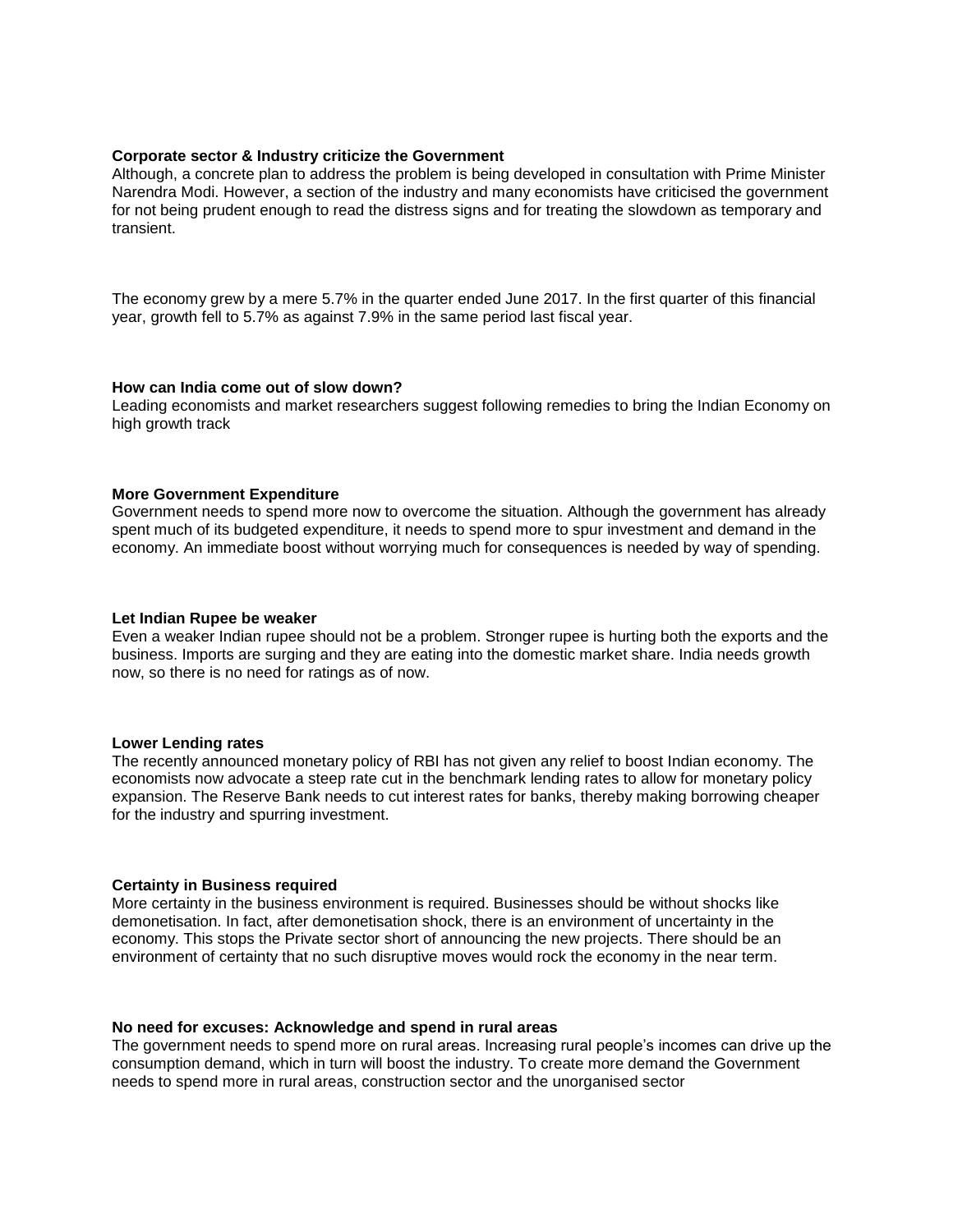**Corporate sector & Industry criticize the Government**

Although, a concrete plan to address the problem is being developed in consultation with Prime Minister Narendra Modi. However, a section of the industry and many economists have criticised the government for not being prudent enough to read the distress signs and for treating the slowdown as temporary and transient.

The economy grew by a mere 5.7% in the quarter ended June 2017. In the first quarter of this financial year, growth fell to 5.7% as against 7.9% in the same period last fiscal year.

**How can India come out of slow down?**

Leading economists and market researchers suggest following remedies to bring the Indian Economy on high growth track

**More Government Expenditure**

Government needs to spend more now to overcome the situation. Although the government has already spent much of its budgeted expenditure, it needs to spend more to spur investment and demand in the economy. An immediate boost without worrying much for consequences is needed by way of spending.

**Let Indian Rupee be weaker**

Even a weaker Indian rupee should not be a problem. Stronger rupee is hurting both the exports and the business. Imports are surging and they are eating into the domestic market share. India needs growth now, so there is no need for ratings as of now.

**Lower Lending rates**

The recently announced monetary policy of RBI has not given any relief to boost Indian economy. The economists now advocate a steep rate cut in the benchmark lending rates to allow for monetary policy expansion. The Reserve Bank needs to cut interest rates for banks, thereby making borrowing cheaper for the industry and spurring investment.

**Certainty in Business required**

More certainty in the business environment is required. Businesses should be without shocks like demonetisation. In fact, after demonetisation shock, there is an environment of uncertainty in the economy. This stops the Private sector short of announcing the new projects. There should be an environment of certainty that no such disruptive moves would rock the economy in the near term.

**No need for excuses: Acknowledge and spend in rural areas**

The government needs to spend more on rural areas. Increasing rural people's incomes can drive up the consumption demand, which in turn will boost the industry. To create more demand the Government needs to spend more in rural areas, construction sector and the unorganised sector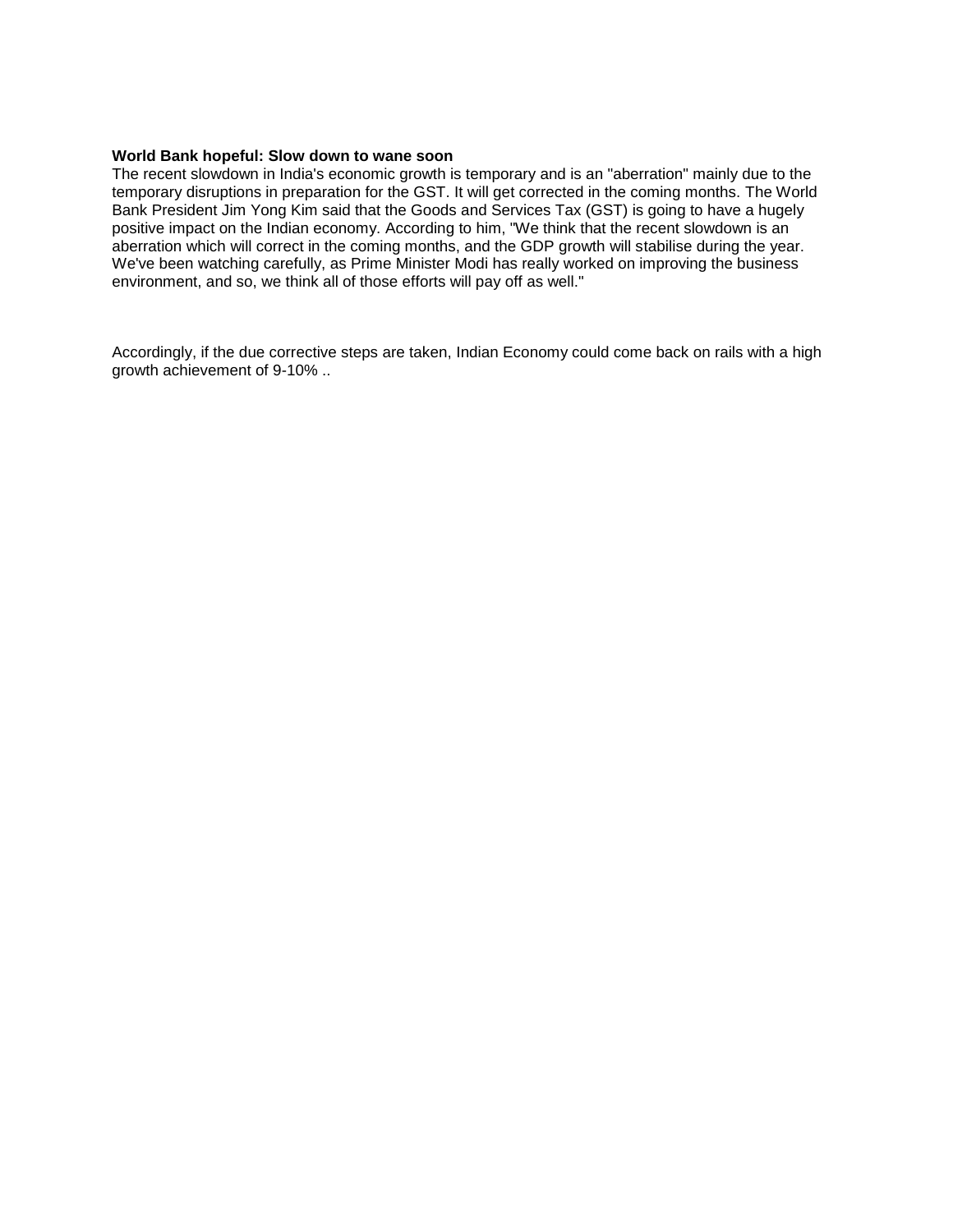**World Bank hopeful: Slow down to wane soon**

The recent slowdown in India's economic growth is temporary and is an "aberration" mainly due to the temporary disruptions in preparation for the GST. It will get corrected in the coming months. The World Bank President Jim Yong Kim said that the Goods and Services Tax (GST) is going to have a hugely positive impact on the Indian economy. According to him, "We think that the recent slowdown is an aberration which will correct in the coming months, and the GDP growth will stabilise during the year. We've been watching carefully, as Prime Minister Modi has really worked on improving the business environment, and so, we think all of those efforts will pay off as well."

Accordingly, if the due corrective steps are taken, Indian Economy could come back on rails with a high growth achievement of 9-10% ..